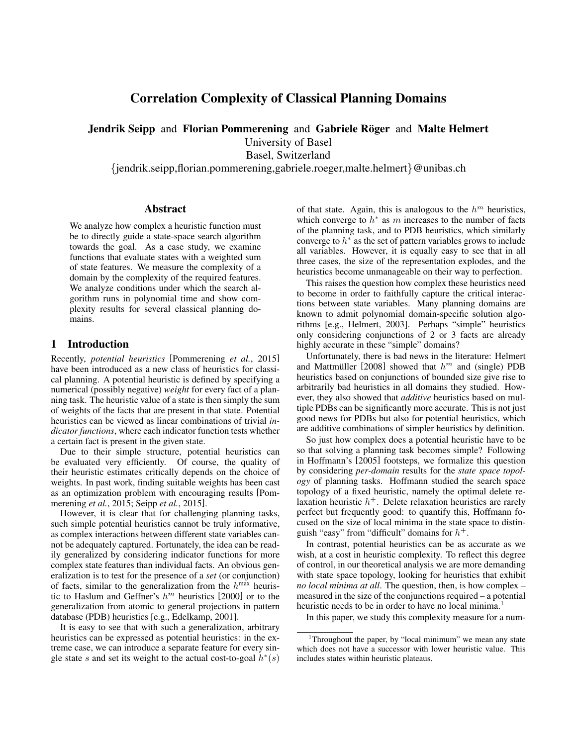# Correlation Complexity of Classical Planning Domains

**Jendrik Seipp** and **Florian Pommerening** and **Gabriele Röger** and **Malte Helmert**
University of Basel
Basel, Switzerland
{jendrik.seipp,florian.pommerening,gabriele.roeger,malte.helmert}@unibas.ch

## Abstract

We analyze how complex a heuristic function must be to directly guide a state-space search algorithm towards the goal. As a case study, we examine functions that evaluate states with a weighted sum of state features. We measure the complexity of a domain by the complexity of the required features. We analyze conditions under which the search algorithm runs in polynomial time and show complexity results for several classical planning domains.

## 1 Introduction

Recently, *potential heuristics* [Pommerening *et al.*, 2015] have been introduced as a new class of heuristics for classical planning. A potential heuristic is defined by specifying a numerical (possibly negative) *weight* for every fact of a planning task. The heuristic value of a state is then simply the sum of weights of the facts that are present in that state. Potential heuristics can be viewed as linear combinations of trivial *indicator functions*, where each indicator function tests whether a certain fact is present in the given state.

Due to their simple structure, potential heuristics can be evaluated very efficiently. Of course, the quality of their heuristic estimates critically depends on the choice of weights. In past work, finding suitable weights has been cast as an optimization problem with encouraging results [Pommerening *et al.*, 2015; Seipp *et al.*, 2015].

However, it is clear that for challenging planning tasks, such simple potential heuristics cannot be truly informative, as complex interactions between different state variables cannot be adequately captured. Fortunately, the idea can be readily generalized by considering indicator functions for more complex state features than individual facts. An obvious generalization is to test for the presence of a *set* (or conjunction) of facts, similar to the generalization from the $h^{\max}$ heuristic to Haslum and Geffner's $h^m$ heuristics [2000] or to the generalization from atomic to general projections in pattern database (PDB) heuristics [e.g., Edelkamp, 2001].

It is easy to see that with such a generalization, arbitrary heuristics can be expressed as potential heuristics: in the extreme case, we can introduce a separate feature for every single state $s$ and set its weight to the actual cost-to-goal $h^*(s)$ of that state. Again, this is analogous to the $h^m$ heuristics, which converge to $h^*$ as $m$ increases to the number of facts of the planning task, and to PDB heuristics, which similarly converge to $h^*$ as the set of pattern variables grows to include all variables. However, it is equally easy to see that in all three cases, the size of the representation explodes, and the heuristics become unmanageable on their way to perfection.

This raises the question how complex these heuristics need to become in order to faithfully capture the critical interactions between state variables. Many planning domains are known to admit polynomial domain-specific solution algorithms [e.g., Helmert, 2003]. Perhaps "simple" heuristics only considering conjunctions of 2 or 3 facts are already highly accurate in these "simple" domains?

Unfortunately, there is bad news in the literature: Helmert and Mattmüller [2008] showed that $h^m$ and (single) PDB heuristics based on conjunctions of bounded size give rise to arbitrarily bad heuristics in all domains they studied. However, they also showed that *additive* heuristics based on multiple PDBs can be significantly more accurate. This is not just good news for PDBs but also for potential heuristics, which are additive combinations of simpler heuristics by definition.

So just how complex does a potential heuristic have to be so that solving a planning task becomes simple? Following in Hoffmann's [2005] footsteps, we formalize this question by considering *per-domain* results for the *state space topology* of planning tasks. Hoffmann studied the search space topology of a fixed heuristic, namely the optimal delete relaxation heuristic $h^+$. Delete relaxation heuristics are rarely perfect but frequently good: to quantify this, Hoffmann focused on the size of local minima in the state space to distinguish "easy" from "difficult" domains for $h^+$.

In contrast, potential heuristics can be as accurate as we wish, at a cost in heuristic complexity. To reflect this degree of control, in our theoretical analysis we are more demanding with state space topology, looking for heuristics that exhibit *no local minima at all*. The question, then, is how complex – measured in the size of the conjunctions required – a potential heuristic needs to be in order to have no local minima.[1]

In this paper, we study this complexity measure for a num-

[1] Throughout the paper, by "local minimum" we mean any state which does not have a successor with lower heuristic value. This includes states within heuristic plateaus.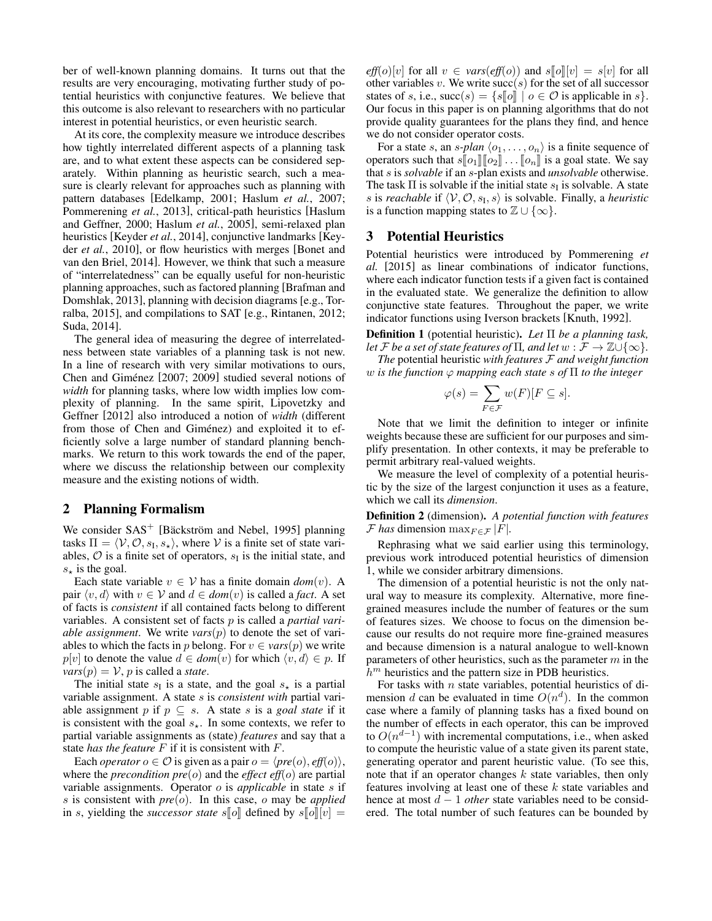ber of well-known planning domains. It turns out that the results are very encouraging, motivating further study of potential heuristics with conjunctive features. We believe that this outcome is also relevant to researchers with no particular interest in potential heuristics, or even heuristic search.

At its core, the complexity measure we introduce describes how tightly interrelated different aspects of a planning task are, and to what extent these aspects can be considered separately. Within planning as heuristic search, such a measure is clearly relevant for approaches such as planning with pattern databases [Edelkamp, 2001; Haslum *et al.*, 2007; Pommerening *et al.*, 2013], critical-path heuristics [Haslum and Geffner, 2000; Haslum *et al.*, 2005], semi-relaxed plan heuristics [Keyder *et al.*, 2014], conjunctive landmarks [Keyder *et al.*, 2010], or flow heuristics with merges [Bonet and van den Briel, 2014]. However, we think that such a measure of "interrelatedness" can be equally useful for non-heuristic planning approaches, such as factored planning [Brafman and Domshlak, 2013], planning with decision diagrams [e.g., Torralba, 2015], and compilations to SAT [e.g., Rintanen, 2012; Suda, 2014].

The general idea of measuring the degree of interrelatedness between state variables of a planning task is not new. In a line of research with very similar motivations to ours, Chen and Giménez [2007; 2009] studied several notions of *width* for planning tasks, where low width implies low complexity of planning. In the same spirit, Lipovetzky and Geffner [2012] also introduced a notion of *width* (different from those of Chen and Giménez) and exploited it to efficiently solve a large number of standard planning benchmarks. We return to this work towards the end of the paper, where we discuss the relationship between our complexity measure and the existing notions of width.

## 2 Planning Formalism

We consider $\mathrm{SAS}^+$ [Bäckström and Nebel, 1995] planning tasks $\Pi = \langle \mathcal{V}, \mathcal{O}, s_\mathrm{I}, s_\star \rangle$, where $\mathcal{V}$ is a finite set of state variables, $\mathcal{O}$ is a finite set of operators, $s_\mathrm{I}$ is the initial state, and $s_\star$ is the goal.

Each state variable $v \in \mathcal{V}$ has a finite domain $dom(v)$. A pair $\langle v, d \rangle$ with $v \in \mathcal{V}$ and $d \in dom(v)$ is called a *fact*. A set of facts is *consistent* if all contained facts belong to different variables. A consistent set of facts $p$ is called a *partial variable assignment*. We write $vars(p)$ to denote the set of variables to which the facts in $p$ belong. For $v \in vars(p)$ we write $p[v]$ to denote the value $d \in dom(v)$ for which $\langle v, d \rangle \in p$. If $vars(p) = \mathcal{V}$, $p$ is called a *state*.

The initial state $s_\mathrm{I}$ is a state, and the goal $s_\star$ is a partial variable assignment. A state $s$ is *consistent with* partial variable assignment $p$ if $p \subseteq s$. A state $s$ is a *goal state* if it is consistent with the goal $s_\star$. In some contexts, we refer to partial variable assignments as (state) *features* and say that a state *has the feature* $F$ if it is consistent with $F$.

Each *operator* $o \in \mathcal{O}$ is given as a pair $o = \langle pre(o), eff(o) \rangle$, where the *precondition* $pre(o)$ and the *effect* $eff(o)$ are partial variable assignments. Operator $o$ is *applicable* in state $s$ if $s$ is consistent with $pre(o)$. In this case, $o$ may be *applied* in $s$, yielding the *successor state* $s[\![o]\!]$ defined by $s[\![o]\!][v] = eff(o)[v]$ for all $v \in vars(eff(o))$ and $s[\![o]\!][v] = s[v]$ for all other variables $v$. We write $\mathrm{succ}(s)$ for the set of all successor states of $s$, i.e., $\mathrm{succ}(s) = \{s[\![o]\!] \mid o \in \mathcal{O} \text{ is applicable in } s\}$. Our focus in this paper is on planning algorithms that do not provide quality guarantees for the plans they find, and hence we do not consider operator costs.

For a state $s$, an *$s$-plan* $\langle o_1, \ldots, o_n \rangle$ is a finite sequence of operators such that $s[\![o_1]\!][\![o_2]\!] \ldots [\![o_n]\!]$ is a goal state. We say that $s$ is *solvable* if an $s$-plan exists and *unsolvable* otherwise. The task $\Pi$ is solvable if the initial state $s_\mathrm{I}$ is solvable. A state $s$ is *reachable* if $\langle \mathcal{V}, \mathcal{O}, s_\mathrm{I}, s \rangle$ is solvable. Finally, a *heuristic* is a function mapping states to $\mathbb{Z} \cup \{\infty\}$.

## 3 Potential Heuristics

Potential heuristics were introduced by Pommerening *et al.* [2015] as linear combinations of indicator functions, where each indicator function tests if a given fact is contained in the evaluated state. We generalize the definition to allow conjunctive state features. Throughout the paper, we write indicator functions using Iverson brackets [Knuth, 1992].

**Definition 1** (potential heuristic)**.** *Let $\Pi$ be a planning task, let $\mathcal{F}$ be a set of state features of $\Pi$, and let $w : \mathcal{F} \to \mathbb{Z} \cup \{\infty\}$.*

*The* potential heuristic *with features $\mathcal{F}$ and weight function $w$ is the function $\varphi$ mapping each state $s$ of $\Pi$ to the integer*

$$\varphi(s) = \sum_{F \in \mathcal{F}} w(F)[F \subseteq s].$$

Note that we limit the definition to integer or infinite weights because these are sufficient for our purposes and simplify presentation. In other contexts, it may be preferable to permit arbitrary real-valued weights.

We measure the level of complexity of a potential heuristic by the size of the largest conjunction it uses as a feature, which we call its *dimension*.

**Definition 2** (dimension)**.** *A potential function with features $\mathcal{F}$ has* dimension $\max_{F \in \mathcal{F}} |F|$.

Rephrasing what we said earlier using this terminology, previous work introduced potential heuristics of dimension 1, while we consider arbitrary dimensions.

The dimension of a potential heuristic is not the only natural way to measure its complexity. Alternative, more fine-grained measures include the number of features or the sum of features sizes. We choose to focus on the dimension because our results do not require more fine-grained measures and because dimension is a natural analogue to well-known parameters of other heuristics, such as the parameter $m$ in the $h^m$ heuristics and the pattern size in PDB heuristics.

For tasks with $n$ state variables, potential heuristics of dimension $d$ can be evaluated in time $O(n^d)$. In the common case where a family of planning tasks has a fixed bound on the number of effects in each operator, this can be improved to $O(n^{d-1})$ with incremental computations, i.e., when asked to compute the heuristic value of a state given its parent state, generating operator and parent heuristic value. (To see this, note that if an operator changes $k$ state variables, then only features involving at least one of these $k$ state variables and hence at most $d - 1$ *other* state variables need to be considered. The total number of such features can be bounded by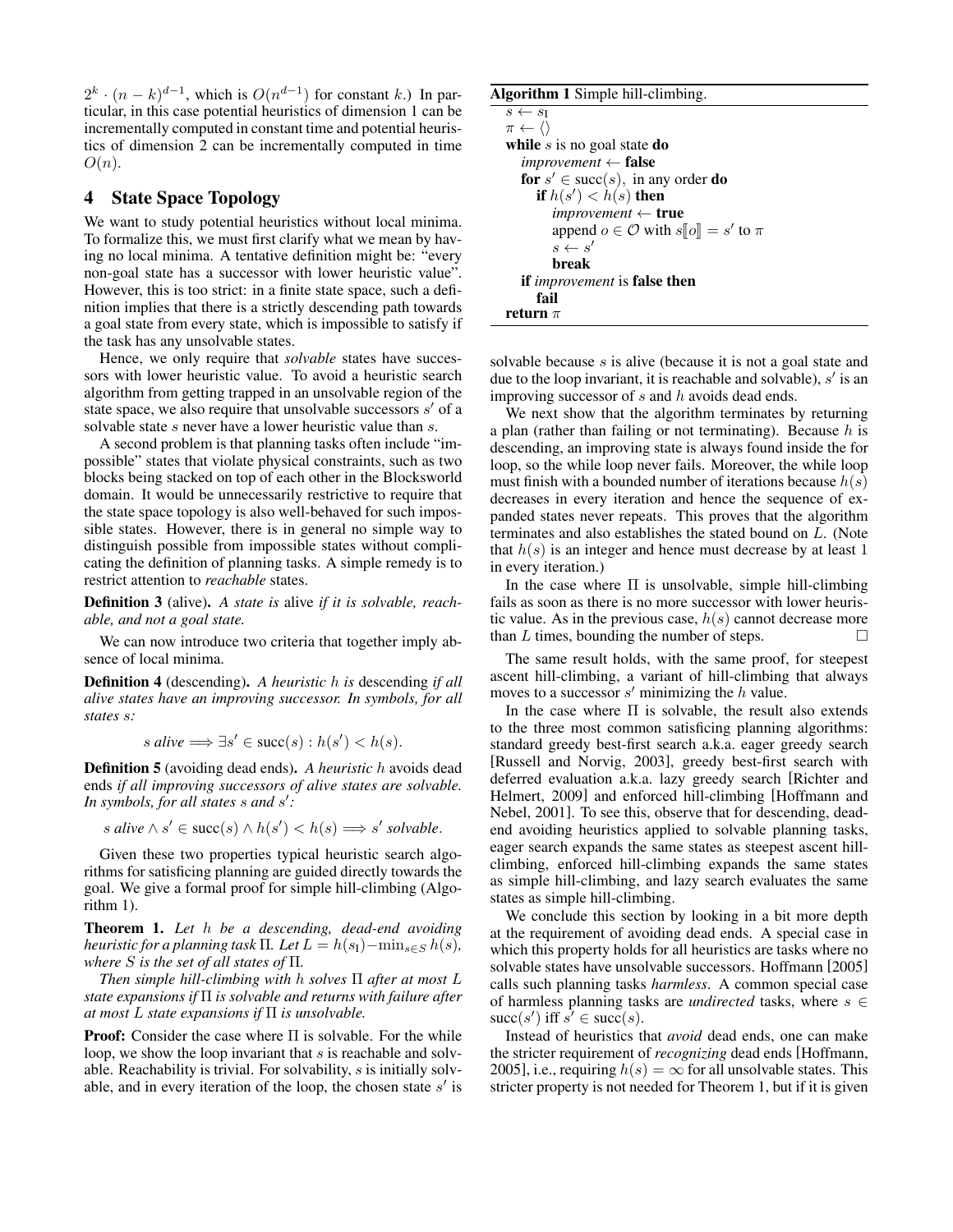$2^k \cdot (n-k)^{d-1}$, which is $O(n^{d-1})$ for constant $k$.) In particular, in this case potential heuristics of dimension 1 can be incrementally computed in constant time and potential heuristics of dimension 2 can be incrementally computed in time $O(n)$.

## 4 State Space Topology

We want to study potential heuristics without local minima. To formalize this, we must first clarify what we mean by having no local minima. A tentative definition might be: "every non-goal state has a successor with lower heuristic value". However, this is too strict: in a finite state space, such a definition implies that there is a strictly descending path towards a goal state from every state, which is impossible to satisfy if the task has any unsolvable states.

Hence, we only require that *solvable* states have successors with lower heuristic value. To avoid a heuristic search algorithm from getting trapped in an unsolvable region of the state space, we also require that unsolvable successors $s'$ of a solvable state $s$ never have a lower heuristic value than $s$.

A second problem is that planning tasks often include "impossible" states that violate physical constraints, such as two blocks being stacked on top of each other in the Blocksworld domain. It would be unnecessarily restrictive to require that the state space topology is also well-behaved for such impossible states. However, there is in general no simple way to distinguish possible from impossible states without complicating the definition of planning tasks. A simple remedy is to restrict attention to *reachable* states.

**Definition 3** (alive). *A state is* alive *if it is solvable, reachable, and not a goal state.*

We can now introduce two criteria that together imply absence of local minima.

**Definition 4** (descending). *A heuristic $h$ is* descending *if all alive states have an improving successor. In symbols, for all states $s$:*

$$s \textit{ alive} \Longrightarrow \exists s' \in \mathrm{succ}(s) : h(s') < h(s).$$

**Definition 5** (avoiding dead ends). *A heuristic $h$* avoids dead ends *if all improving successors of alive states are solvable. In symbols, for all states $s$ and $s'$:*

$$s \textit{ alive} \wedge s' \in \mathrm{succ}(s) \wedge h(s') < h(s) \Longrightarrow s' \textit{ solvable}.$$

Given these two properties typical heuristic search algorithms for satisficing planning are guided directly towards the goal. We give a formal proof for simple hill-climbing (Algorithm 1).

**Algorithm 1** Simple hill-climbing.

```
s ← s_I
π ← ⟨⟩
while s is no goal state do
    improvement ← false
    for s' ∈ succ(s), in any order do
        if h(s') < h(s) then
            improvement ← true
            append o ∈ O with s⟦o⟧ = s' to π
            s ← s'
            break
    if improvement is false then
        fail
return π
```

**Theorem 1.** *Let $h$ be a descending, dead-end avoiding heuristic for a planning task $\Pi$. Let $L = h(s_\mathrm{I}) - \min_{s \in S} h(s)$, where $S$ is the set of all states of $\Pi$.*

*Then simple hill-climbing with $h$ solves $\Pi$ after at most $L$ state expansions if $\Pi$ is solvable and returns with failure after at most $L$ state expansions if $\Pi$ is unsolvable.*

**Proof:** Consider the case where $\Pi$ is solvable. For the while loop, we show the loop invariant that $s$ is reachable and solvable. Reachability is trivial. For solvability, $s$ is initially solvable, and in every iteration of the loop, the chosen state $s'$ is solvable because $s$ is alive (because it is not a goal state and due to the loop invariant, it is reachable and solvable), $s'$ is an improving successor of $s$ and $h$ avoids dead ends.

We next show that the algorithm terminates by returning a plan (rather than failing or not terminating). Because $h$ is descending, an improving state is always found inside the for loop, so the while loop never fails. Moreover, the while loop must finish with a bounded number of iterations because $h(s)$ decreases in every iteration and hence the sequence of expanded states never repeats. This proves that the algorithm terminates and also establishes the stated bound on $L$. (Note that $h(s)$ is an integer and hence must decrease by at least 1 in every iteration.)

In the case where $\Pi$ is unsolvable, simple hill-climbing fails as soon as there is no more successor with lower heuristic value. As in the previous case, $h(s)$ cannot decrease more than $L$ times, bounding the number of steps. □

The same result holds, with the same proof, for steepest ascent hill-climbing, a variant of hill-climbing that always moves to a successor $s'$ minimizing the $h$ value.

In the case where $\Pi$ is solvable, the result also extends to the three most common satisficing planning algorithms: standard greedy best-first search a.k.a. eager greedy search [Russell and Norvig, 2003], greedy best-first search with deferred evaluation a.k.a. lazy greedy search [Richter and Helmert, 2009] and enforced hill-climbing [Hoffmann and Nebel, 2001]. To see this, observe that for descending, dead-end avoiding heuristics applied to solvable planning tasks, eager search expands the same states as steepest ascent hill-climbing, enforced hill-climbing expands the same states as simple hill-climbing, and lazy search evaluates the same states as simple hill-climbing.

We conclude this section by looking in a bit more depth at the requirement of avoiding dead ends. A special case in which this property holds for all heuristics are tasks where no solvable states have unsolvable successors. Hoffmann [2005] calls such planning tasks *harmless*. A common special case of harmless planning tasks are *undirected* tasks, where $s \in \mathrm{succ}(s')$ iff $s' \in \mathrm{succ}(s)$.

Instead of heuristics that *avoid* dead ends, one can make the stricter requirement of *recognizing* dead ends [Hoffmann, 2005], i.e., requiring $h(s) = \infty$ for all unsolvable states. This stricter property is not needed for Theorem 1, but if it is given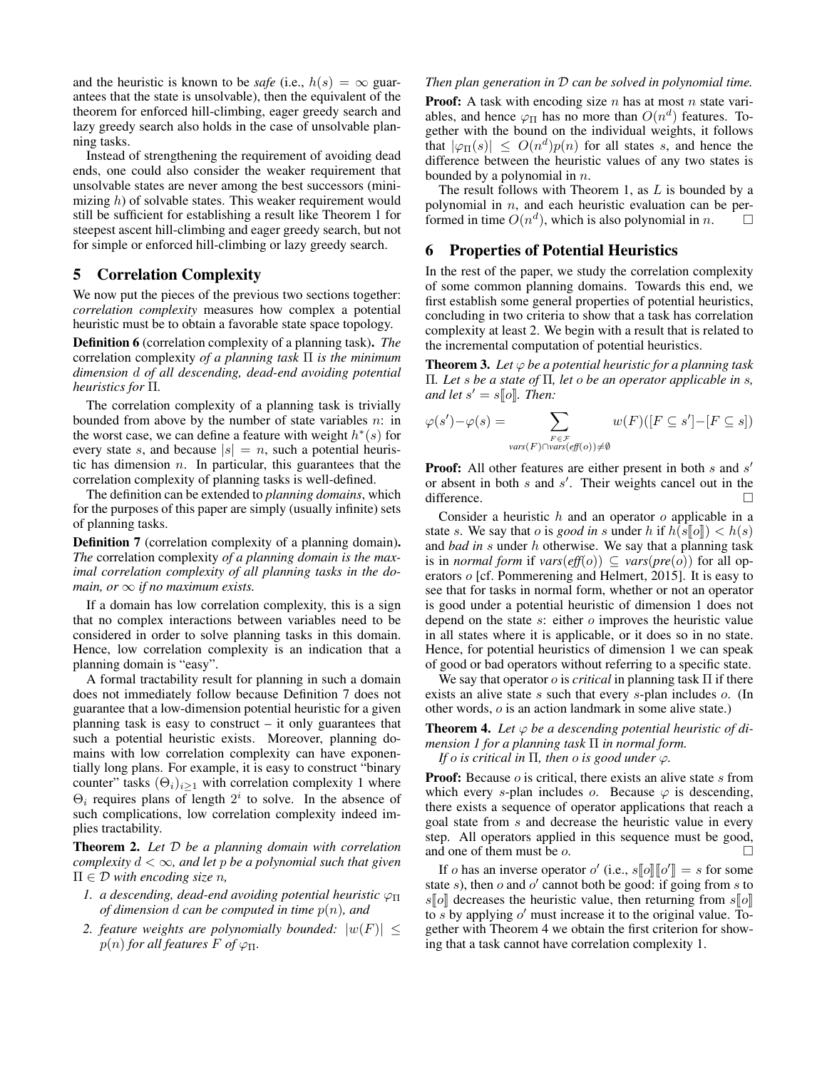and the heuristic is known to be *safe* (i.e., $h(s) = \infty$ guarantees that the state is unsolvable), then the equivalent of the theorem for enforced hill-climbing, eager greedy search and lazy greedy search also holds in the case of unsolvable planning tasks.

Instead of strengthening the requirement of avoiding dead ends, one could also consider the weaker requirement that unsolvable states are never among the best successors (minimizing $h$) of solvable states. This weaker requirement would still be sufficient for establishing a result like Theorem 1 for steepest ascent hill-climbing and eager greedy search, but not for simple or enforced hill-climbing or lazy greedy search.

## 5 Correlation Complexity

We now put the pieces of the previous two sections together: *correlation complexity* measures how complex a potential heuristic must be to obtain a favorable state space topology.

**Definition 6** (correlation complexity of a planning task)**.** *The* correlation complexity *of a planning task* $\Pi$ *is the minimum dimension* $d$ *of all descending, dead-end avoiding potential heuristics for* $\Pi$.

The correlation complexity of a planning task is trivially bounded from above by the number of state variables $n$: in the worst case, we can define a feature with weight $h^*(s)$ for every state $s$, and because $|s| = n$, such a potential heuristic has dimension $n$. In particular, this guarantees that the correlation complexity of planning tasks is well-defined.

The definition can be extended to *planning domains*, which for the purposes of this paper are simply (usually infinite) sets of planning tasks.

**Definition 7** (correlation complexity of a planning domain)**.** *The* correlation complexity *of a planning domain is the maximal correlation complexity of all planning tasks in the domain, or* $\infty$ *if no maximum exists.*

If a domain has low correlation complexity, this is a sign that no complex interactions between variables need to be considered in order to solve planning tasks in this domain. Hence, low correlation complexity is an indication that a planning domain is "easy".

A formal tractability result for planning in such a domain does not immediately follow because Definition 7 does not guarantee that a low-dimension potential heuristic for a given planning task is easy to construct – it only guarantees that such a potential heuristic exists. Moreover, planning domains with low correlation complexity can have exponentially long plans. For example, it is easy to construct "binary counter" tasks $(\Theta_i)_{i \geq 1}$ with correlation complexity 1 where $\Theta_i$ requires plans of length $2^i$ to solve. In the absence of such complications, low correlation complexity indeed implies tractability.

**Theorem 2.** *Let* $\mathcal{D}$ *be a planning domain with correlation complexity* $d < \infty$*, and let* $p$ *be a polynomial such that given* $\Pi \in \mathcal{D}$ *with encoding size* $n$*,*

1. *a descending, dead-end avoiding potential heuristic* $\varphi_\Pi$ *of dimension* $d$ *can be computed in time* $p(n)$*, and*
2. *feature weights are polynomially bounded:* $|w(F)| \leq p(n)$ *for all features* $F$ *of* $\varphi_\Pi$.

*Then plan generation in* $\mathcal{D}$ *can be solved in polynomial time.*

**Proof:** A task with encoding size $n$ has at most $n$ state variables, and hence $\varphi_\Pi$ has no more than $O(n^d)$ features. Together with the bound on the individual weights, it follows that $|\varphi_\Pi(s)| \leq O(n^d)p(n)$ for all states $s$, and hence the difference between the heuristic values of any two states is bounded by a polynomial in $n$.

The result follows with Theorem 1, as $L$ is bounded by a polynomial in $n$, and each heuristic evaluation can be performed in time $O(n^d)$, which is also polynomial in $n$. □

## 6 Properties of Potential Heuristics

In the rest of the paper, we study the correlation complexity of some common planning domains. Towards this end, we first establish some general properties of potential heuristics, concluding in two criteria to show that a task has correlation complexity at least 2. We begin with a result that is related to the incremental computation of potential heuristics.

**Theorem 3.** *Let* $\varphi$ *be a potential heuristic for a planning task* $\Pi$*. Let* $s$ *be a state of* $\Pi$*, let* $o$ *be an operator applicable in* $s$*, and let* $s' = s[\![o]\!]$*. Then:*

$$\varphi(s') - \varphi(s) = \sum_{\substack{F \in \mathcal{F} \\ vars(F) \cap vars(eff(o)) \neq \emptyset}} w(F)([F \subseteq s'] - [F \subseteq s])$$

**Proof:** All other features are either present in both $s$ and $s'$ or absent in both $s$ and $s'$. Their weights cancel out in the difference. □

Consider a heuristic $h$ and an operator $o$ applicable in a state $s$. We say that $o$ is *good in* $s$ under $h$ if $h(s[\![o]\!]) < h(s)$ and *bad in* $s$ under $h$ otherwise. We say that a planning task is in *normal form* if $vars(eff(o)) \subseteq vars(pre(o))$ for all operators $o$ [cf. Pommerening and Helmert, 2015]. It is easy to see that for tasks in normal form, whether or not an operator is good under a potential heuristic of dimension 1 does not depend on the state $s$: either $o$ improves the heuristic value in all states where it is applicable, or it does so in no state. Hence, for potential heuristics of dimension 1 we can speak of good or bad operators without referring to a specific state.

We say that operator $o$ is *critical* in planning task $\Pi$ if there exists an alive state $s$ such that every $s$-plan includes $o$. (In other words, $o$ is an action landmark in some alive state.)

**Theorem 4.** *Let* $\varphi$ *be a descending potential heuristic of dimension 1 for a planning task* $\Pi$ *in normal form.*

*If* $o$ *is critical in* $\Pi$*, then* $o$ *is good under* $\varphi$*.*

**Proof:** Because $o$ is critical, there exists an alive state $s$ from which every $s$-plan includes $o$. Because $\varphi$ is descending, there exists a sequence of operator applications that reach a goal state from $s$ and decrease the heuristic value in every step. All operators applied in this sequence must be good, and one of them must be $o$. □

If $o$ has an inverse operator $o'$ (i.e., $s[\![o]\!][\![o']\!] = s$ for some state $s$), then $o$ and $o'$ cannot both be good: if going from $s$ to $s[\![o]\!]$ decreases the heuristic value, then returning from $s[\![o]\!]$ to $s$ by applying $o'$ must increase it to the original value. Together with Theorem 4 we obtain the first criterion for showing that a task cannot have correlation complexity 1.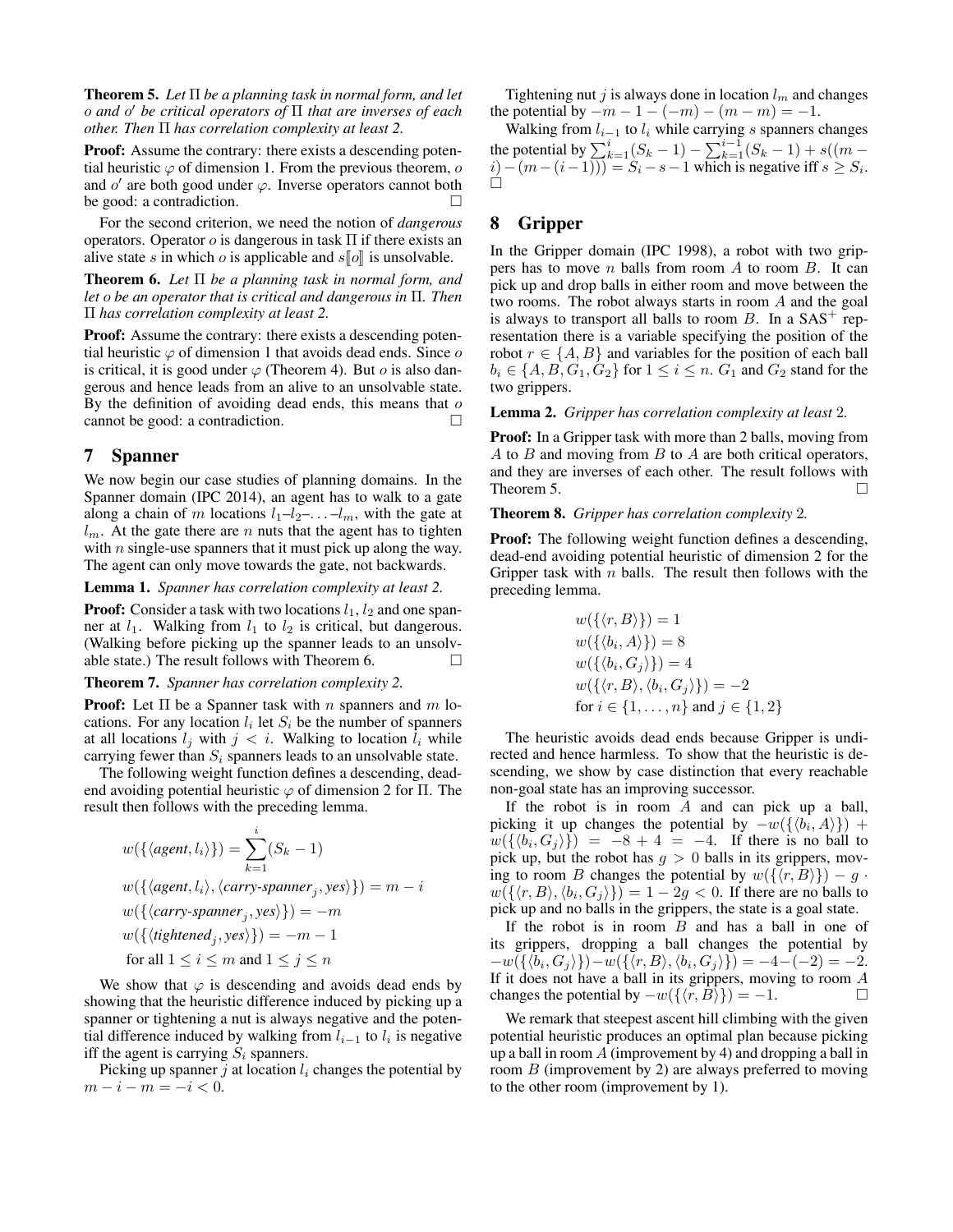**Theorem 5.** *Let $\Pi$ be a planning task in normal form, and let $o$ and $o'$ be critical operators of $\Pi$ that are inverses of each other. Then $\Pi$ has correlation complexity at least 2.*

**Proof:** Assume the contrary: there exists a descending potential heuristic $\varphi$ of dimension 1. From the previous theorem, $o$ and $o'$ are both good under $\varphi$. Inverse operators cannot both be good: a contradiction. □

For the second criterion, we need the notion of *dangerous* operators. Operator $o$ is dangerous in task $\Pi$ if there exists an alive state $s$ in which $o$ is applicable and $s[\![o]\!]$ is unsolvable.

**Theorem 6.** *Let $\Pi$ be a planning task in normal form, and let $o$ be an operator that is critical and dangerous in $\Pi$. Then $\Pi$ has correlation complexity at least 2.*

**Proof:** Assume the contrary: there exists a descending potential heuristic $\varphi$ of dimension 1 that avoids dead ends. Since $o$ is critical, it is good under $\varphi$ (Theorem 4). But $o$ is also dangerous and hence leads from an alive to an unsolvable state. By the definition of avoiding dead ends, this means that $o$ cannot be good: a contradiction. □

## 7 Spanner

We now begin our case studies of planning domains. In the Spanner domain (IPC 2014), an agent has to walk to a gate along a chain of $m$ locations $l_1$–$l_2$–$\ldots$–$l_m$, with the gate at $l_m$. At the gate there are $n$ nuts that the agent has to tighten with $n$ single-use spanners that it must pick up along the way. The agent can only move towards the gate, not backwards.

**Lemma 1.** *Spanner has correlation complexity at least 2.*

**Proof:** Consider a task with two locations $l_1, l_2$ and one spanner at $l_1$. Walking from $l_1$ to $l_2$ is critical, but dangerous. (Walking before picking up the spanner leads to an unsolvable state.) The result follows with Theorem 6. □

**Theorem 7.** *Spanner has correlation complexity 2.*

**Proof:** Let $\Pi$ be a Spanner task with $n$ spanners and $m$ locations. For any location $l_i$ let $S_i$ be the number of spanners at all locations $l_j$ with $j < i$. Walking to location $l_i$ while carrying fewer than $S_i$ spanners leads to an unsolvable state.

The following weight function defines a descending, dead-end avoiding potential heuristic $\varphi$ of dimension 2 for $\Pi$. The result then follows with the preceding lemma.

$$
\begin{aligned}
&w(\{\langle \textit{agent}, l_i \rangle\}) = \sum_{k=1}^{i}(S_k - 1) \\
&w(\{\langle \textit{agent}, l_i \rangle, \langle \textit{carry-spanner}_j, \textit{yes} \rangle\}) = m - i \\
&w(\{\langle \textit{carry-spanner}_j, \textit{yes} \rangle\}) = -m \\
&w(\{\langle \textit{tightened}_j, \textit{yes} \rangle\}) = -m - 1 \\
&\text{for all } 1 \le i \le m \text{ and } 1 \le j \le n
\end{aligned}
$$

We show that $\varphi$ is descending and avoids dead ends by showing that the heuristic difference induced by picking up a spanner or tightening a nut is always negative and the potential difference induced by walking from $l_{i-1}$ to $l_i$ is negative iff the agent is carrying $S_i$ spanners.

Picking up spanner $j$ at location $l_i$ changes the potential by $m - i - m = -i < 0$.

Tightening nut $j$ is always done in location $l_m$ and changes the potential by $-m - 1 - (-m) - (m - m) = -1$.

Walking from $l_{i-1}$ to $l_i$ while carrying $s$ spanners changes the potential by $\sum_{k=1}^{i}(S_k - 1) - \sum_{k=1}^{i-1}(S_k - 1) + s((m - i) - (m - (i - 1))) = S_i - s - 1$ which is negative iff $s \ge S_i$. □

## 8 Gripper

In the Gripper domain (IPC 1998), a robot with two grippers has to move $n$ balls from room $A$ to room $B$. It can pick up and drop balls in either room and move between the two rooms. The robot always starts in room $A$ and the goal is always to transport all balls to room $B$. In a SAS$^+$ representation there is a variable specifying the position of the robot $r \in \{A, B\}$ and variables for the position of each ball $b_i \in \{A, B, G_1, G_2\}$ for $1 \le i \le n$. $G_1$ and $G_2$ stand for the two grippers.

**Lemma 2.** *Gripper has correlation complexity at least 2.*

**Proof:** In a Gripper task with more than 2 balls, moving from $A$ to $B$ and moving from $B$ to $A$ are both critical operators, and they are inverses of each other. The result follows with Theorem 5. □

**Theorem 8.** *Gripper has correlation complexity 2.*

**Proof:** The following weight function defines a descending, dead-end avoiding potential heuristic of dimension 2 for the Gripper task with $n$ balls. The result then follows with the preceding lemma.

$$
\begin{aligned}
&w(\{\langle r, B \rangle\}) = 1 \\
&w(\{\langle b_i, A \rangle\}) = 8 \\
&w(\{\langle b_i, G_j \rangle\}) = 4 \\
&w(\{\langle r, B \rangle, \langle b_i, G_j \rangle\}) = -2 \\
&\text{for } i \in \{1, \ldots, n\} \text{ and } j \in \{1, 2\}
\end{aligned}
$$

The heuristic avoids dead ends because Gripper is undirected and hence harmless. To show that the heuristic is descending, we show by case distinction that every reachable non-goal state has an improving successor.

If the robot is in room $A$ and can pick up a ball, picking it up changes the potential by $-w(\{\langle b_i, A \rangle\}) + w(\{\langle b_i, G_j \rangle\}) = -8 + 4 = -4$. If there is no ball to pick up, but the robot has $g > 0$ balls in its grippers, moving to room $B$ changes the potential by $w(\{\langle r, B \rangle\}) - g \cdot w(\{\langle r, B \rangle, \langle b_i, G_j \rangle\}) = 1 - 2g < 0$. If there are no balls to pick up and no balls in the grippers, the state is a goal state.

If the robot is in room $B$ and has a ball in one of its grippers, dropping a ball changes the potential by $-w(\{\langle b_i, G_j \rangle\}) - w(\{\langle r, B \rangle, \langle b_i, G_j \rangle\}) = -4 - (-2) = -2$. If it does not have a ball in its grippers, moving to room $A$ changes the potential by $-w(\{\langle r, B \rangle\}) = -1$. □

We remark that steepest ascent hill climbing with the given potential heuristic produces an optimal plan because picking up a ball in room $A$ (improvement by 4) and dropping a ball in room $B$ (improvement by 2) are always preferred to moving to the other room (improvement by 1).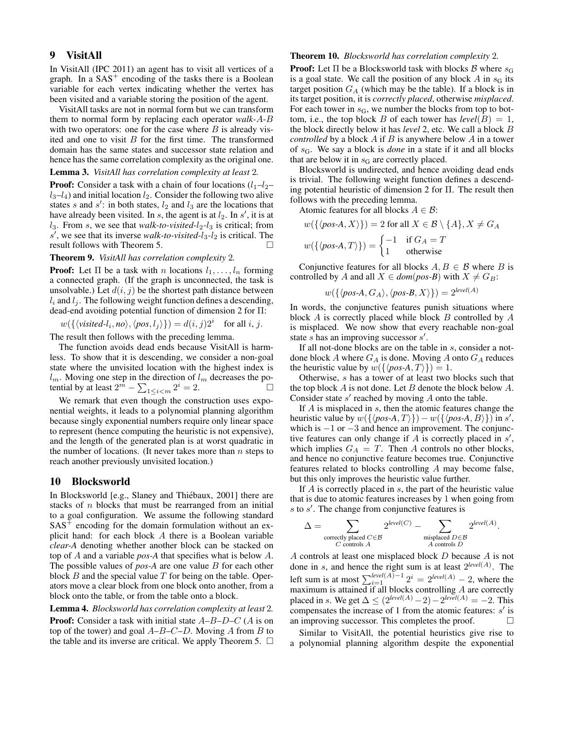## 9 VisitAll

In VisitAll (IPC 2011) an agent has to visit all vertices of a graph. In a $\text{SAS}^+$ encoding of the tasks there is a Boolean variable for each vertex indicating whether the vertex has been visited and a variable storing the position of the agent.

VisitAll tasks are not in normal form but we can transform them to normal form by replacing each operator *walk-A-B* with two operators: one for the case where $B$ is already visited and one to visit $B$ for the first time. The transformed domain has the same states and successor state relation and hence has the same correlation complexity as the original one.

**Lemma 3.** *VisitAll has correlation complexity at least* 2*.*

**Proof:** Consider a task with a chain of four locations ($l_1$–$l_2$–$l_3$–$l_4$) and initial location $l_2$. Consider the following two alive states $s$ and $s'$: in both states, $l_2$ and $l_3$ are the locations that have already been visited. In $s$, the agent is at $l_2$. In $s'$, it is at $l_3$. From $s$, we see that *walk-to-visited-*$l_2$*-*$l_3$ is critical; from $s'$, we see that its inverse *walk-to-visited-*$l_3$*-*$l_2$ is critical. The result follows with Theorem 5. □

**Theorem 9.** *VisitAll has correlation complexity* 2*.*

**Proof:** Let $\Pi$ be a task with $n$ locations $l_1, \dots, l_n$ forming a connected graph. (If the graph is unconnected, the task is unsolvable.) Let $d(i, j)$ be the shortest path distance between $l_i$ and $l_j$. The following weight function defines a descending, dead-end avoiding potential function of dimension 2 for $\Pi$:

$$w(\{\langle \textit{visited-}l_i, \textit{no}\rangle, \langle \textit{pos}, l_j\rangle\}) = d(i, j)2^i \quad \text{for all } i, j.$$

The result then follows with the preceding lemma.

The function avoids dead ends because VisitAll is harmless. To show that it is descending, we consider a non-goal state where the unvisited location with the highest index is $l_m$. Moving one step in the direction of $l_m$ decreases the potential by at least $2^m - \sum_{1 \le i < m} 2^i = 2$. □

We remark that even though the construction uses exponential weights, it leads to a polynomial planning algorithm because singly exponential numbers require only linear space to represent (hence computing the heuristic is not expensive), and the length of the generated plan is at worst quadratic in the number of locations. (It never takes more than $n$ steps to reach another previously unvisited location.)

## 10 Blocksworld

In Blocksworld [e.g., Slaney and Thiébaux, 2001] there are stacks of $n$ blocks that must be rearranged from an initial to a goal configuration. We assume the following standard $\text{SAS}^+$ encoding for the domain formulation without an explicit hand: for each block $A$ there is a Boolean variable *clear-A* denoting whether another block can be stacked on top of $A$ and a variable *pos-A* that specifies what is below $A$. The possible values of *pos-A* are one value $B$ for each other block $B$ and the special value $T$ for being on the table. Operators move a clear block from one block onto another, from a block onto the table, or from the table onto a block.

**Lemma 4.** *Blocksworld has correlation complexity at least* 2*.*

**Proof:** Consider a task with initial state $A$–$B$–$D$–$C$ ($A$ is on top of the tower) and goal $A$–$B$–$C$–$D$. Moving $A$ from $B$ to the table and its inverse are critical. We apply Theorem 5. □

**Theorem 10.** *Blocksworld has correlation complexity* 2*.*

**Proof:** Let $\Pi$ be a Blocksworld task with blocks $\mathcal{B}$ where $s_G$ is a goal state. We call the position of any block $A$ in $s_G$ its target position $G_A$ (which may be the table). If a block is in its target position, it is *correctly placed*, otherwise *misplaced*. For each tower in $s_G$, we number the blocks from top to bottom, i.e., the top block $B$ of each tower has $\textit{level}(B) = 1$, the block directly below it has *level* 2, etc. We call a block $B$ *controlled* by a block $A$ if $B$ is anywhere below $A$ in a tower of $s_G$. We say a block is *done* in a state if it and all blocks that are below it in $s_G$ are correctly placed.

Blocksworld is undirected, and hence avoiding dead ends is trivial. The following weight function defines a descending potential heuristic of dimension 2 for $\Pi$. The result then follows with the preceding lemma.

Atomic features for all blocks $A \in \mathcal{B}$:

$$w(\{\langle \textit{pos-A}, X\rangle\}) = 2 \text{ for all } X \in \mathcal{B} \setminus \{A\}, X \neq G_A$$

$$w(\{\langle \textit{pos-A}, T\rangle\}) = \begin{cases} -1 & \text{if } G_A = T \\ 1 & \text{otherwise} \end{cases}$$

Conjunctive features for all blocks $A, B \in \mathcal{B}$ where $B$ is controlled by $A$ and all $X \in \textit{dom}(\textit{pos-B})$ with $X \neq G_B$:

$$w(\{\langle \textit{pos-A}, G_A\rangle, \langle \textit{pos-B}, X\rangle\}) = 2^{\textit{level}(A)}$$

In words, the conjunctive features punish situations where block $A$ is correctly placed while block $B$ controlled by $A$ is misplaced. We now show that every reachable non-goal state $s$ has an improving successor $s'$.

If all not-done blocks are on the table in $s$, consider a not-done block $A$ where $G_A$ is done. Moving $A$ onto $G_A$ reduces the heuristic value by $w(\{\langle \textit{pos-A}, T\rangle\}) = 1$.

Otherwise, $s$ has a tower of at least two blocks such that the top block $A$ is not done. Let $B$ denote the block below $A$. Consider state $s'$ reached by moving $A$ onto the table.

If $A$ is misplaced in $s$, then the atomic features change the heuristic value by $w(\{\langle \textit{pos-A}, T\rangle\}) - w(\{\langle \textit{pos-A}, B\rangle\})$ in $s'$, which is $-1$ or $-3$ and hence an improvement. The conjunctive features can only change if $A$ is correctly placed in $s'$, which implies $G_A = T$. Then $A$ controls no other blocks, and hence no conjunctive feature becomes true. Conjunctive features related to blocks controlling $A$ may become false, but this only improves the heuristic value further.

If $A$ is correctly placed in $s$, the part of the heuristic value that is due to atomic features increases by 1 when going from $s$ to $s'$. The change from conjunctive features is

$$\Delta = \sum_{\substack{\text{correctly placed } C \in \mathcal{B} \\ C \text{ controls } A}} 2^{\textit{level}(C)} - \sum_{\substack{\text{misplaced } D \in \mathcal{B} \\ A \text{ controls } D}} 2^{\textit{level}(A)}.$$

$A$ controls at least one misplaced block $D$ because $A$ is not done in $s$, and hence the right sum is at least $2^{\textit{level}(A)}$. The left sum is at most $\sum_{i=1}^{\textit{level}(A)-1} 2^i = 2^{\textit{level}(A)} - 2$, where the maximum is attained if all blocks controlling $A$ are correctly placed in $s$. We get $\Delta \le (2^{\textit{level}(A)} - 2) - 2^{\textit{level}(A)} = -2$. This compensates the increase of 1 from the atomic features: $s'$ is an improving successor. This completes the proof. □

Similar to VisitAll, the potential heuristics give rise to a polynomial planning algorithm despite the exponential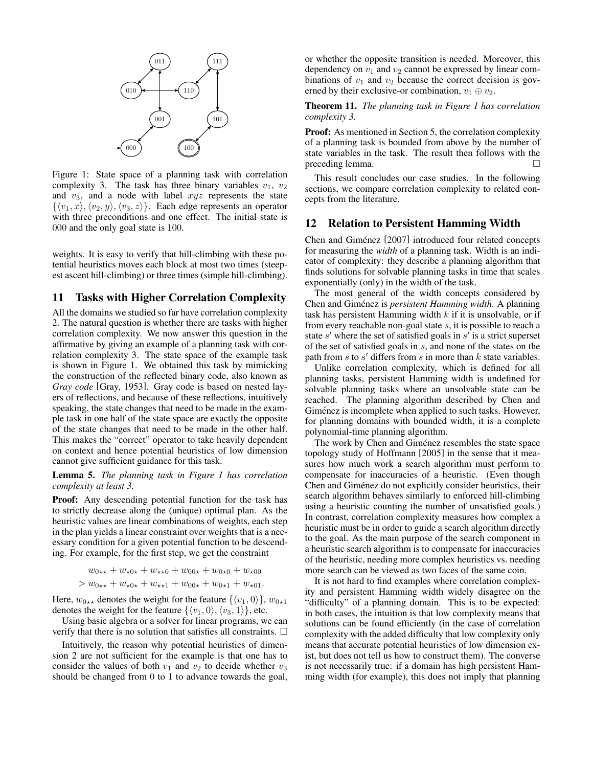Figure 1: State space of a planning task with correlation complexity 3. The task has three binary variables $v_1$, $v_2$ and $v_3$, and a node with label $xyz$ represents the state $\{\langle v_1, x\rangle, \langle v_2, y\rangle, \langle v_3, z\rangle\}$. Each edge represents an operator with three preconditions and one effect. The initial state is 000 and the only goal state is 100.

weights. It is easy to verify that hill-climbing with these potential heuristics moves each block at most two times (steepest ascent hill-climbing) or three times (simple hill-climbing).

## 11 Tasks with Higher Correlation Complexity

All the domains we studied so far have correlation complexity 2. The natural question is whether there are tasks with higher correlation complexity. We now answer this question in the affirmative by giving an example of a planning task with correlation complexity 3. The state space of the example task is shown in Figure 1. We obtained this task by mimicking the construction of the reflected binary code, also known as *Gray code* [Gray, 1953]. Gray code is based on nested layers of reflections, and because of these reflections, intuitively speaking, the state changes that need to be made in the example task in one half of the state space are exactly the opposite of the state changes that need to be made in the other half. This makes the "correct" operator to take heavily dependent on context and hence potential heuristics of low dimension cannot give sufficient guidance for this task.

**Lemma 5.** *The planning task in Figure 1 has correlation complexity at least 3.*

**Proof:** Any descending potential function for the task has to strictly decrease along the (unique) optimal plan. As the heuristic values are linear combinations of weights, each step in the plan yields a linear constraint over weights that is a necessary condition for a given potential function to be descending. For example, for the first step, we get the constraint

$$w_{0\star\star} + w_{\star 0\star} + w_{\star\star 0} + w_{00\star} + w_{0\star 0} + w_{\star 00}$$
$$> w_{0\star\star} + w_{\star 0\star} + w_{\star\star 1} + w_{00\star} + w_{0\star 1} + w_{\star 01}.$$

Here, $w_{0\star\star}$ denotes the weight for the feature $\{\langle v_1, 0\rangle\}$, $w_{0\star 1}$ denotes the weight for the feature $\{\langle v_1, 0\rangle, \langle v_3, 1\rangle\}$, etc.

Using basic algebra or a solver for linear programs, we can verify that there is no solution that satisfies all constraints. □

Intuitively, the reason why potential heuristics of dimension 2 are not sufficient for the example is that one has to consider the values of both $v_1$ and $v_2$ to decide whether $v_3$ should be changed from 0 to 1 to advance towards the goal, or whether the opposite transition is needed. Moreover, this dependency on $v_1$ and $v_2$ cannot be expressed by linear combinations of $v_1$ and $v_2$ because the correct decision is governed by their exclusive-or combination, $v_1 \oplus v_2$.

**Theorem 11.** *The planning task in Figure 1 has correlation complexity 3.*

**Proof:** As mentioned in Section 5, the correlation complexity of a planning task is bounded from above by the number of state variables in the task. The result then follows with the preceding lemma. □

This result concludes our case studies. In the following sections, we compare correlation complexity to related concepts from the literature.

## 12 Relation to Persistent Hamming Width

Chen and Giménez [2007] introduced four related concepts for measuring the *width* of a planning task. Width is an indicator of complexity: they describe a planning algorithm that finds solutions for solvable planning tasks in time that scales exponentially (only) in the width of the task.

The most general of the width concepts considered by Chen and Giménez is *persistent Hamming width*. A planning task has persistent Hamming width $k$ if it is unsolvable, or if from every reachable non-goal state $s$, it is possible to reach a state $s'$ where the set of satisfied goals in $s'$ is a strict superset of the set of satisfied goals in $s$, and none of the states on the path from $s$ to $s'$ differs from $s$ in more than $k$ state variables.

Unlike correlation complexity, which is defined for all planning tasks, persistent Hamming width is undefined for solvable planning tasks where an unsolvable state can be reached. The planning algorithm described by Chen and Giménez is incomplete when applied to such tasks. However, for planning domains with bounded width, it is a complete polynomial-time planning algorithm.

The work by Chen and Giménez resembles the state space topology study of Hoffmann [2005] in the sense that it measures how much work a search algorithm must perform to compensate for inaccuracies of a heuristic. (Even though Chen and Giménez do not explicitly consider heuristics, their search algorithm behaves similarly to enforced hill-climbing using a heuristic counting the number of unsatisfied goals.) In contrast, correlation complexity measures how complex a heuristic must be in order to guide a search algorithm directly to the goal. As the main purpose of the search component in a heuristic search algorithm is to compensate for inaccuracies of the heuristic, needing more complex heuristics vs. needing more search can be viewed as two faces of the same coin.

It is not hard to find examples where correlation complexity and persistent Hamming width widely disagree on the "difficulty" of a planning domain. This is to be expected: in both cases, the intuition is that low complexity means that solutions can be found efficiently (in the case of correlation complexity with the added difficulty that low complexity only means that accurate potential heuristics of low dimension exist, but does not tell us how to construct them). The converse is not necessarily true: if a domain has high persistent Hamming width (for example), this does not imply that planning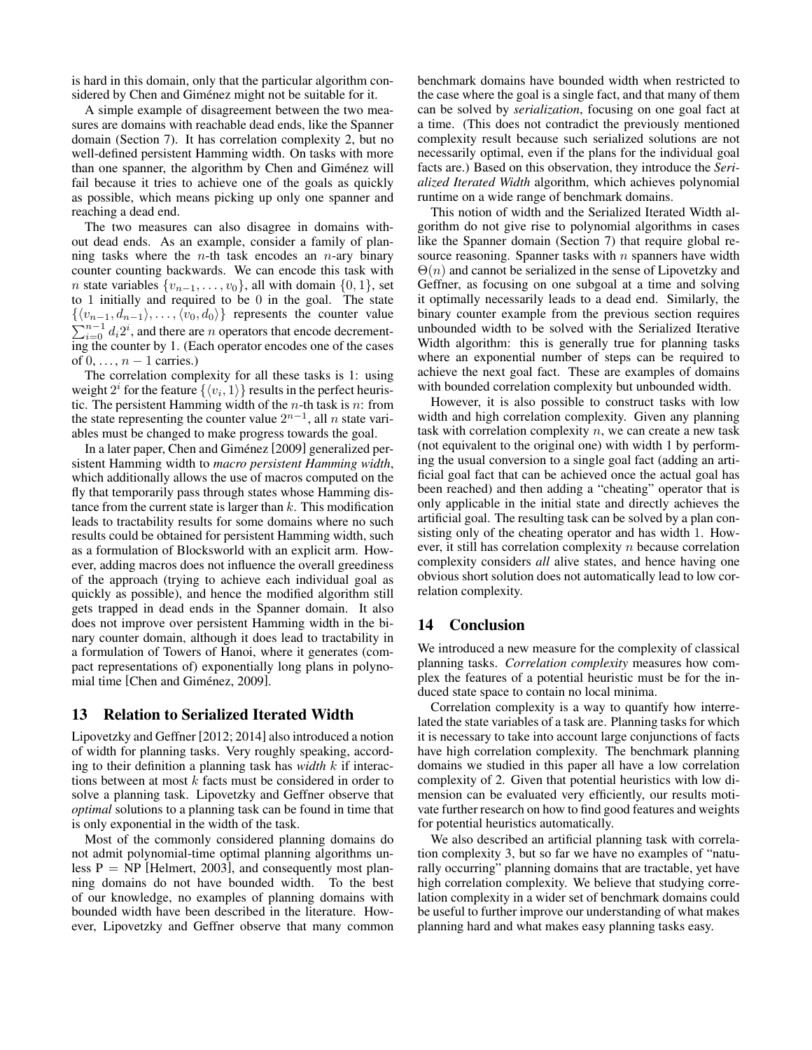is hard in this domain, only that the particular algorithm considered by Chen and Giménez might not be suitable for it.

A simple example of disagreement between the two measures are domains with reachable dead ends, like the Spanner domain (Section 7). It has correlation complexity 2, but no well-defined persistent Hamming width. On tasks with more than one spanner, the algorithm by Chen and Giménez will fail because it tries to achieve one of the goals as quickly as possible, which means picking up only one spanner and reaching a dead end.

The two measures can also disagree in domains without dead ends. As an example, consider a family of planning tasks where the $n$-th task encodes an $n$-ary binary counter counting backwards. We can encode this task with $n$ state variables $\{v_{n-1}, \ldots, v_0\}$, all with domain $\{0, 1\}$, set to 1 initially and required to be 0 in the goal. The state $\{\langle v_{n-1}, d_{n-1}\rangle, \ldots, \langle v_0, d_0\rangle\}$ represents the counter value $\sum_{i=0}^{n-1} d_i 2^i$, and there are $n$ operators that encode decrementing the counter by 1. (Each operator encodes one of the cases of $0, \ldots, n-1$ carries.)

The correlation complexity for all these tasks is 1: using weight $2^i$ for the feature $\{\langle v_i, 1\rangle\}$ results in the perfect heuristic. The persistent Hamming width of the $n$-th task is $n$: from the state representing the counter value $2^{n-1}$, all $n$ state variables must be changed to make progress towards the goal.

In a later paper, Chen and Giménez [2009] generalized persistent Hamming width to *macro persistent Hamming width*, which additionally allows the use of macros computed on the fly that temporarily pass through states whose Hamming distance from the current state is larger than $k$. This modification leads to tractability results for some domains where no such results could be obtained for persistent Hamming width, such as a formulation of Blocksworld with an explicit arm. However, adding macros does not influence the overall greediness of the approach (trying to achieve each individual goal as quickly as possible), and hence the modified algorithm still gets trapped in dead ends in the Spanner domain. It also does not improve over persistent Hamming width in the binary counter domain, although it does lead to tractability in a formulation of Towers of Hanoi, where it generates (compact representations of) exponentially long plans in polynomial time [Chen and Giménez, 2009].

## 13 Relation to Serialized Iterated Width

Lipovetzky and Geffner [2012; 2014] also introduced a notion of width for planning tasks. Very roughly speaking, according to their definition a planning task has *width* $k$ if interactions between at most $k$ facts must be considered in order to solve a planning task. Lipovetzky and Geffner observe that *optimal* solutions to a planning task can be found in time that is only exponential in the width of the task.

Most of the commonly considered planning domains do not admit polynomial-time optimal planning algorithms unless $\mathrm{P} = \mathrm{NP}$ [Helmert, 2003], and consequently most planning domains do not have bounded width. To the best of our knowledge, no examples of planning domains with bounded width have been described in the literature. However, Lipovetzky and Geffner observe that many common benchmark domains have bounded width when restricted to the case where the goal is a single fact, and that many of them can be solved by *serialization*, focusing on one goal fact at a time. (This does not contradict the previously mentioned complexity result because such serialized solutions are not necessarily optimal, even if the plans for the individual goal facts are.) Based on this observation, they introduce the *Serialized Iterated Width* algorithm, which achieves polynomial runtime on a wide range of benchmark domains.

This notion of width and the Serialized Iterated Width algorithm do not give rise to polynomial algorithms in cases like the Spanner domain (Section 7) that require global resource reasoning. Spanner tasks with $n$ spanners have width $\Theta(n)$ and cannot be serialized in the sense of Lipovetzky and Geffner, as focusing on one subgoal at a time and solving it optimally necessarily leads to a dead end. Similarly, the binary counter example from the previous section requires unbounded width to be solved with the Serialized Iterative Width algorithm: this is generally true for planning tasks where an exponential number of steps can be required to achieve the next goal fact. These are examples of domains with bounded correlation complexity but unbounded width.

However, it is also possible to construct tasks with low width and high correlation complexity. Given any planning task with correlation complexity $n$, we can create a new task (not equivalent to the original one) with width 1 by performing the usual conversion to a single goal fact (adding an artificial goal fact that can be achieved once the actual goal has been reached) and then adding a "cheating" operator that is only applicable in the initial state and directly achieves the artificial goal. The resulting task can be solved by a plan consisting only of the cheating operator and has width 1. However, it still has correlation complexity $n$ because correlation complexity considers *all* alive states, and hence having one obvious short solution does not automatically lead to low correlation complexity.

## 14 Conclusion

We introduced a new measure for the complexity of classical planning tasks. *Correlation complexity* measures how complex the features of a potential heuristic must be for the induced state space to contain no local minima.

Correlation complexity is a way to quantify how interrelated the state variables of a task are. Planning tasks for which it is necessary to take into account large conjunctions of facts have high correlation complexity. The benchmark planning domains we studied in this paper all have a low correlation complexity of 2. Given that potential heuristics with low dimension can be evaluated very efficiently, our results motivate further research on how to find good features and weights for potential heuristics automatically.

We also described an artificial planning task with correlation complexity 3, but so far we have no examples of "naturally occurring" planning domains that are tractable, yet have high correlation complexity. We believe that studying correlation complexity in a wider set of benchmark domains could be useful to further improve our understanding of what makes planning hard and what makes easy planning tasks easy.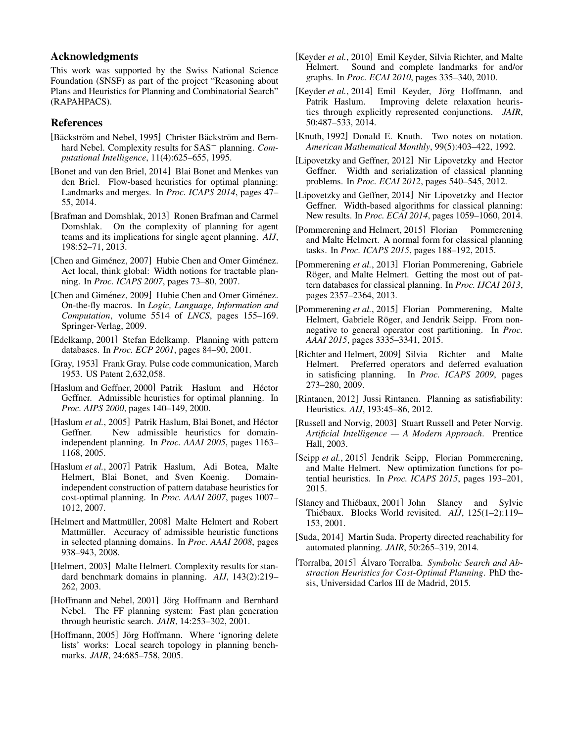## Acknowledgments

This work was supported by the Swiss National Science Foundation (SNSF) as part of the project "Reasoning about Plans and Heuristics for Planning and Combinatorial Search" (RAPAHPACS).

## References

[Bäckström and Nebel, 1995] Christer Bäckström and Bernhard Nebel. Complexity results for $SAS^+$ planning. *Computational Intelligence*, 11(4):625–655, 1995.

[Bonet and van den Briel, 2014] Blai Bonet and Menkes van den Briel. Flow-based heuristics for optimal planning: Landmarks and merges. In *Proc. ICAPS 2014*, pages 47–55, 2014.

[Brafman and Domshlak, 2013] Ronen Brafman and Carmel Domshlak. On the complexity of planning for agent teams and its implications for single agent planning. *AIJ*, 198:52–71, 2013.

[Chen and Giménez, 2007] Hubie Chen and Omer Giménez. Act local, think global: Width notions for tractable planning. In *Proc. ICAPS 2007*, pages 73–80, 2007.

[Chen and Giménez, 2009] Hubie Chen and Omer Giménez. On-the-fly macros. In *Logic, Language, Information and Computation*, volume 5514 of *LNCS*, pages 155–169. Springer-Verlag, 2009.

[Edelkamp, 2001] Stefan Edelkamp. Planning with pattern databases. In *Proc. ECP 2001*, pages 84–90, 2001.

[Gray, 1953] Frank Gray. Pulse code communication, March 1953. US Patent 2,632,058.

[Haslum and Geffner, 2000] Patrik Haslum and Héctor Geffner. Admissible heuristics for optimal planning. In *Proc. AIPS 2000*, pages 140–149, 2000.

[Haslum *et al.*, 2005] Patrik Haslum, Blai Bonet, and Héctor Geffner. New admissible heuristics for domain-independent planning. In *Proc. AAAI 2005*, pages 1163–1168, 2005.

[Haslum *et al.*, 2007] Patrik Haslum, Adi Botea, Malte Helmert, Blai Bonet, and Sven Koenig. Domain-independent construction of pattern database heuristics for cost-optimal planning. In *Proc. AAAI 2007*, pages 1007–1012, 2007.

[Helmert and Mattmüller, 2008] Malte Helmert and Robert Mattmüller. Accuracy of admissible heuristic functions in selected planning domains. In *Proc. AAAI 2008*, pages 938–943, 2008.

[Helmert, 2003] Malte Helmert. Complexity results for standard benchmark domains in planning. *AIJ*, 143(2):219–262, 2003.

[Hoffmann and Nebel, 2001] Jörg Hoffmann and Bernhard Nebel. The FF planning system: Fast plan generation through heuristic search. *JAIR*, 14:253–302, 2001.

[Hoffmann, 2005] Jörg Hoffmann. Where 'ignoring delete lists' works: Local search topology in planning benchmarks. *JAIR*, 24:685–758, 2005.

[Keyder *et al.*, 2010] Emil Keyder, Silvia Richter, and Malte Helmert. Sound and complete landmarks for and/or graphs. In *Proc. ECAI 2010*, pages 335–340, 2010.

[Keyder *et al.*, 2014] Emil Keyder, Jörg Hoffmann, and Patrik Haslum. Improving delete relaxation heuristics through explicitly represented conjunctions. *JAIR*, 50:487–533, 2014.

[Knuth, 1992] Donald E. Knuth. Two notes on notation. *American Mathematical Monthly*, 99(5):403–422, 1992.

[Lipovetzky and Geffner, 2012] Nir Lipovetzky and Hector Geffner. Width and serialization of classical planning problems. In *Proc. ECAI 2012*, pages 540–545, 2012.

[Lipovetzky and Geffner, 2014] Nir Lipovetzky and Hector Geffner. Width-based algorithms for classical planning: New results. In *Proc. ECAI 2014*, pages 1059–1060, 2014.

[Pommerening and Helmert, 2015] Florian Pommerening and Malte Helmert. A normal form for classical planning tasks. In *Proc. ICAPS 2015*, pages 188–192, 2015.

[Pommerening *et al.*, 2013] Florian Pommerening, Gabriele Röger, and Malte Helmert. Getting the most out of pattern databases for classical planning. In *Proc. IJCAI 2013*, pages 2357–2364, 2013.

[Pommerening *et al.*, 2015] Florian Pommerening, Malte Helmert, Gabriele Röger, and Jendrik Seipp. From non-negative to general operator cost partitioning. In *Proc. AAAI 2015*, pages 3335–3341, 2015.

[Richter and Helmert, 2009] Silvia Richter and Malte Helmert. Preferred operators and deferred evaluation in satisficing planning. In *Proc. ICAPS 2009*, pages 273–280, 2009.

[Rintanen, 2012] Jussi Rintanen. Planning as satisfiability: Heuristics. *AIJ*, 193:45–86, 2012.

[Russell and Norvig, 2003] Stuart Russell and Peter Norvig. *Artificial Intelligence — A Modern Approach*. Prentice Hall, 2003.

[Seipp *et al.*, 2015] Jendrik Seipp, Florian Pommerening, and Malte Helmert. New optimization functions for potential heuristics. In *Proc. ICAPS 2015*, pages 193–201, 2015.

[Slaney and Thiébaux, 2001] John Slaney and Sylvie Thiébaux. Blocks World revisited. *AIJ*, 125(1–2):119–153, 2001.

[Suda, 2014] Martin Suda. Property directed reachability for automated planning. *JAIR*, 50:265–319, 2014.

[Torralba, 2015] Álvaro Torralba. *Symbolic Search and Abstraction Heuristics for Cost-Optimal Planning*. PhD thesis, Universidad Carlos III de Madrid, 2015.